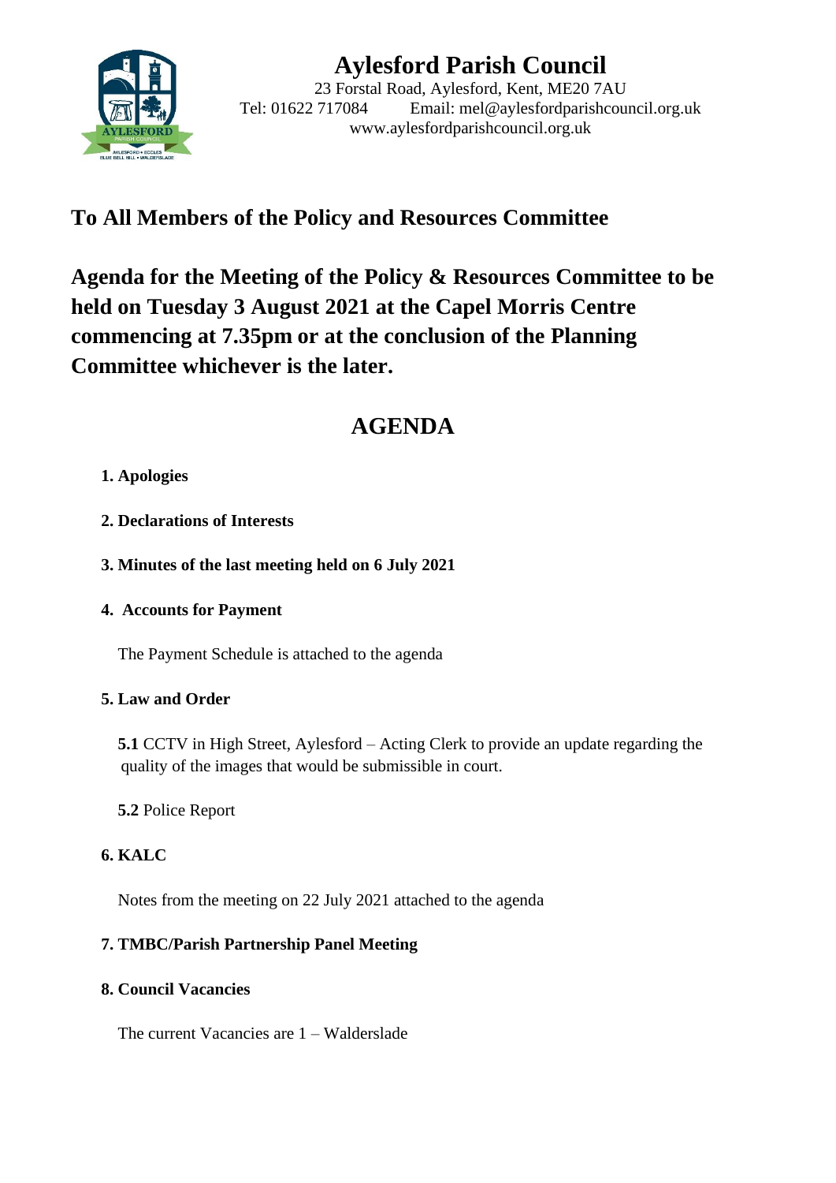# Aylesford Parish Council

23 Forstal Road, Aylesford, Kent, ME20 7AU
Tel: 01622 717084 Email: mel@aylesfordparishcouncil.org.uk
www.aylesfordparishcouncil.org.uk

## To All Members of the Policy and Resources Committee

## Agenda for the Meeting of the Policy & Resources Committee to be held on Tuesday 3 August 2021 at the Capel Morris Centre commencing at 7.35pm or at the conclusion of the Planning Committee whichever is the later.

## AGENDA

**1. Apologies**

**2. Declarations of Interests**

**3. Minutes of the last meeting held on 6 July 2021**

**4. Accounts for Payment**

The Payment Schedule is attached to the agenda

**5. Law and Order**

**5.1** CCTV in High Street, Aylesford – Acting Clerk to provide an update regarding the quality of the images that would be submissible in court.

**5.2** Police Report

**6. KALC**

Notes from the meeting on 22 July 2021 attached to the agenda

**7. TMBC/Parish Partnership Panel Meeting**

**8. Council Vacancies**

The current Vacancies are 1 – Walderslade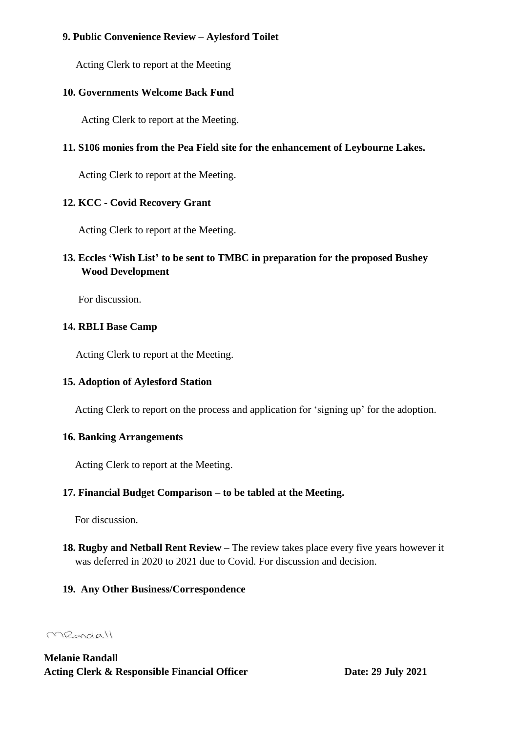**9. Public Convenience Review – Aylesford Toilet**

Acting Clerk to report at the Meeting

**10. Governments Welcome Back Fund**

Acting Clerk to report at the Meeting.

**11. S106 monies from the Pea Field site for the enhancement of Leybourne Lakes.**

Acting Clerk to report at the Meeting.

**12. KCC - Covid Recovery Grant**

Acting Clerk to report at the Meeting.

**13. Eccles 'Wish List' to be sent to TMBC in preparation for the proposed Bushey Wood Development**

For discussion.

**14. RBLI Base Camp**

Acting Clerk to report at the Meeting.

**15. Adoption of Aylesford Station**

Acting Clerk to report on the process and application for 'signing up' for the adoption.

**16. Banking Arrangements**

Acting Clerk to report at the Meeting.

**17. Financial Budget Comparison – to be tabled at the Meeting.**

For discussion.

**18. Rugby and Netball Rent Review –** The review takes place every five years however it was deferred in 2020 to 2021 due to Covid. For discussion and decision.

**19. Any Other Business/Correspondence**

MRandall

**Melanie Randall**
**Acting Clerk & Responsible Financial Officer** **Date: 29 July 2021**